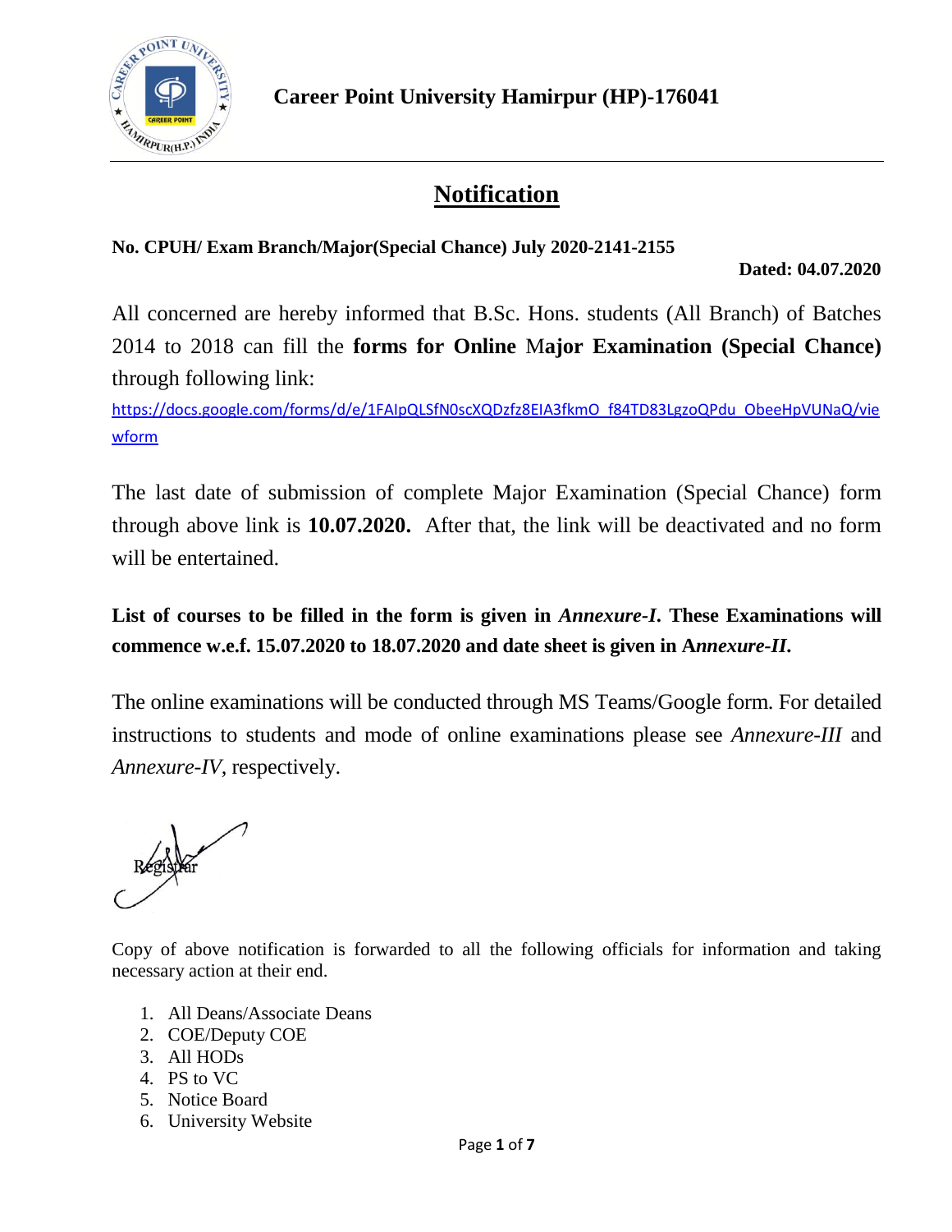**Career Point University Hamirpur (HP)-176041**

# Notification

**No. CPUH/ Exam Branch/Major(Special Chance) July 2020-2141-2155**

**Dated: 04.07.2020**

All concerned are hereby informed that B.Sc. Hons. students (All Branch) of Batches 2014 to 2018 can fill the **forms for Online** M**ajor Examination (Special Chance)** through following link:

https://docs.google.com/forms/d/e/1FAIpQLSfN0scXQDzfz8EIA3fkmO_f84TD83LgzoQPdu_ObeeHpVUNaQ/viewform

The last date of submission of complete Major Examination (Special Chance) form through above link is **10.07.2020.** After that, the link will be deactivated and no form will be entertained.

**List of courses to be filled in the form is given in *Annexure-I*. These Examinations will commence w.e.f. 15.07.2020 to 18.07.2020 and date sheet is given in A*nnexure-II*.**

The online examinations will be conducted through MS Teams/Google form. For detailed instructions to students and mode of online examinations please see *Annexure-III* and *Annexure-IV*, respectively.

Registrar

Copy of above notification is forwarded to all the following officials for information and taking necessary action at their end.

1. All Deans/Associate Deans
2. COE/Deputy COE
3. All HODs
4. PS to VC
5. Notice Board
6. University Website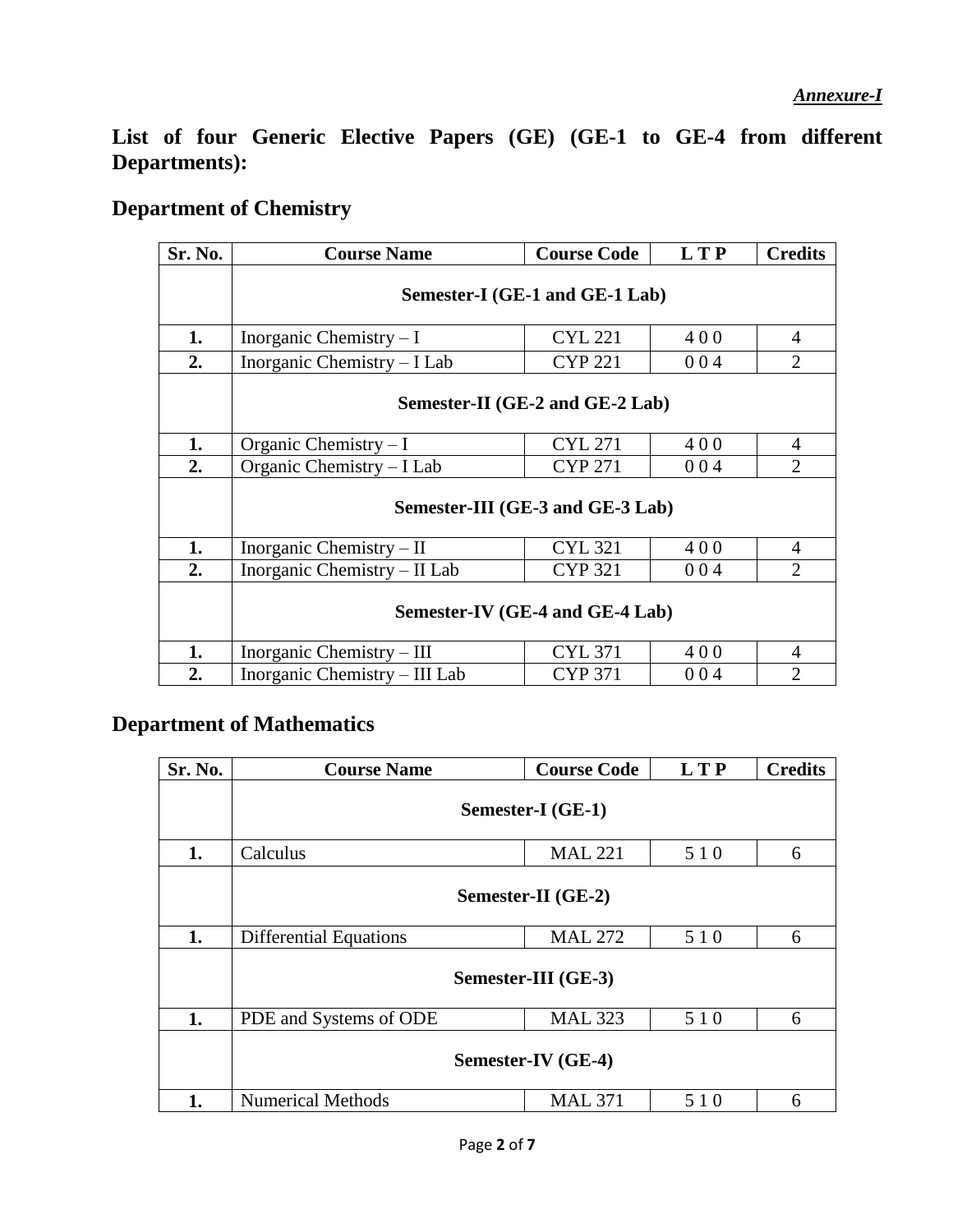*Annexure-I*

**List of four Generic Elective Papers (GE) (GE-1 to GE-4 from different Departments):**

## Department of Chemistry

| Sr. No. | Course Name | Course Code | L T P | Credits |
|---|---|---|---|---|
| | **Semester-I (GE-1 and GE-1 Lab)** | | | |
| **1.** | Inorganic Chemistry – I | CYL 221 | 4 0 0 | 4 |
| **2.** | Inorganic Chemistry – I Lab | CYP 221 | 0 0 4 | 2 |
| | **Semester-II (GE-2 and GE-2 Lab)** | | | |
| **1.** | Organic Chemistry – I | CYL 271 | 4 0 0 | 4 |
| **2.** | Organic Chemistry – I Lab | CYP 271 | 0 0 4 | 2 |
| | **Semester-III (GE-3 and GE-3 Lab)** | | | |
| **1.** | Inorganic Chemistry – II | CYL 321 | 4 0 0 | 4 |
| **2.** | Inorganic Chemistry – II Lab | CYP 321 | 0 0 4 | 2 |
| | **Semester-IV (GE-4 and GE-4 Lab)** | | | |
| **1.** | Inorganic Chemistry – III | CYL 371 | 4 0 0 | 4 |
| **2.** | Inorganic Chemistry – III Lab | CYP 371 | 0 0 4 | 2 |

## Department of Mathematics

| Sr. No. | Course Name | Course Code | L T P | Credits |
|---|---|---|---|---|
| | **Semester-I (GE-1)** | | | |
| **1.** | Calculus | MAL 221 | 5 1 0 | 6 |
| | **Semester-II (GE-2)** | | | |
| **1.** | Differential Equations | MAL 272 | 5 1 0 | 6 |
| | **Semester-III (GE-3)** | | | |
| **1.** | PDE and Systems of ODE | MAL 323 | 5 1 0 | 6 |
| | **Semester-IV (GE-4)** | | | |
| **1.** | Numerical Methods | MAL 371 | 5 1 0 | 6 |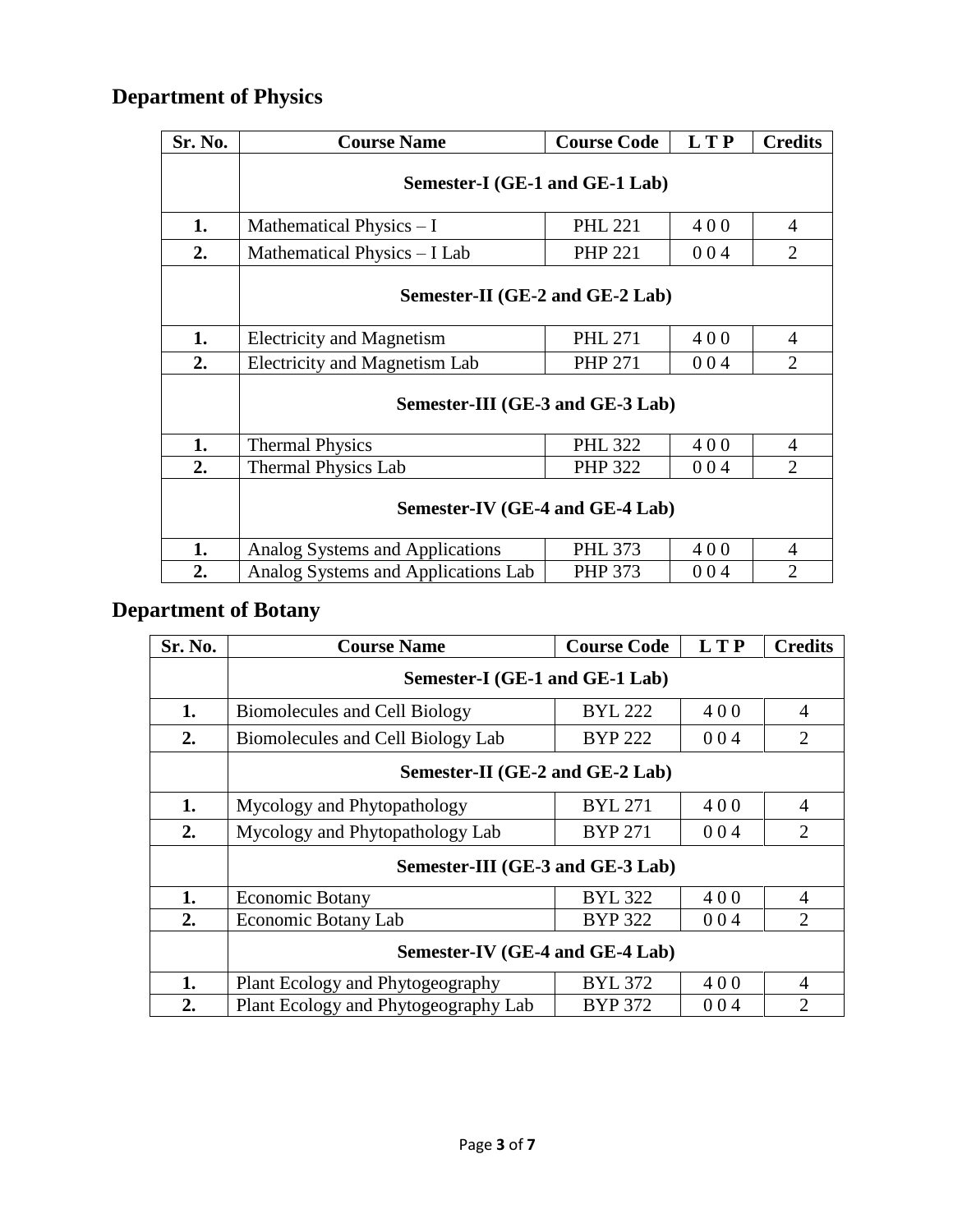## Department of Physics

| Sr. No. | Course Name | Course Code | L T P | Credits |
|---|---|---|---|---|
| | **Semester-I (GE-1 and GE-1 Lab)** | | | |
| **1.** | Mathematical Physics – I | PHL 221 | 4 0 0 | 4 |
| **2.** | Mathematical Physics – I Lab | PHP 221 | 0 0 4 | 2 |
| | **Semester-II (GE-2 and GE-2 Lab)** | | | |
| **1.** | Electricity and Magnetism | PHL 271 | 4 0 0 | 4 |
| **2.** | Electricity and Magnetism Lab | PHP 271 | 0 0 4 | 2 |
| | **Semester-III (GE-3 and GE-3 Lab)** | | | |
| **1.** | Thermal Physics | PHL 322 | 4 0 0 | 4 |
| **2.** | Thermal Physics Lab | PHP 322 | 0 0 4 | 2 |
| | **Semester-IV (GE-4 and GE-4 Lab)** | | | |
| **1.** | Analog Systems and Applications | PHL 373 | 4 0 0 | 4 |
| **2.** | Analog Systems and Applications Lab | PHP 373 | 0 0 4 | 2 |

## Department of Botany

| Sr. No. | Course Name | Course Code | L T P | Credits |
|---|---|---|---|---|
| | **Semester-I (GE-1 and GE-1 Lab)** | | | |
| **1.** | Biomolecules and Cell Biology | BYL 222 | 4 0 0 | 4 |
| **2.** | Biomolecules and Cell Biology Lab | BYP 222 | 0 0 4 | 2 |
| | **Semester-II (GE-2 and GE-2 Lab)** | | | |
| **1.** | Mycology and Phytopathology | BYL 271 | 4 0 0 | 4 |
| **2.** | Mycology and Phytopathology Lab | BYP 271 | 0 0 4 | 2 |
| | **Semester-III (GE-3 and GE-3 Lab)** | | | |
| **1.** | Economic Botany | BYL 322 | 4 0 0 | 4 |
| **2.** | Economic Botany Lab | BYP 322 | 0 0 4 | 2 |
| | **Semester-IV (GE-4 and GE-4 Lab)** | | | |
| **1.** | Plant Ecology and Phytogeography | BYL 372 | 4 0 0 | 4 |
| **2.** | Plant Ecology and Phytogeography Lab | BYP 372 | 0 0 4 | 2 |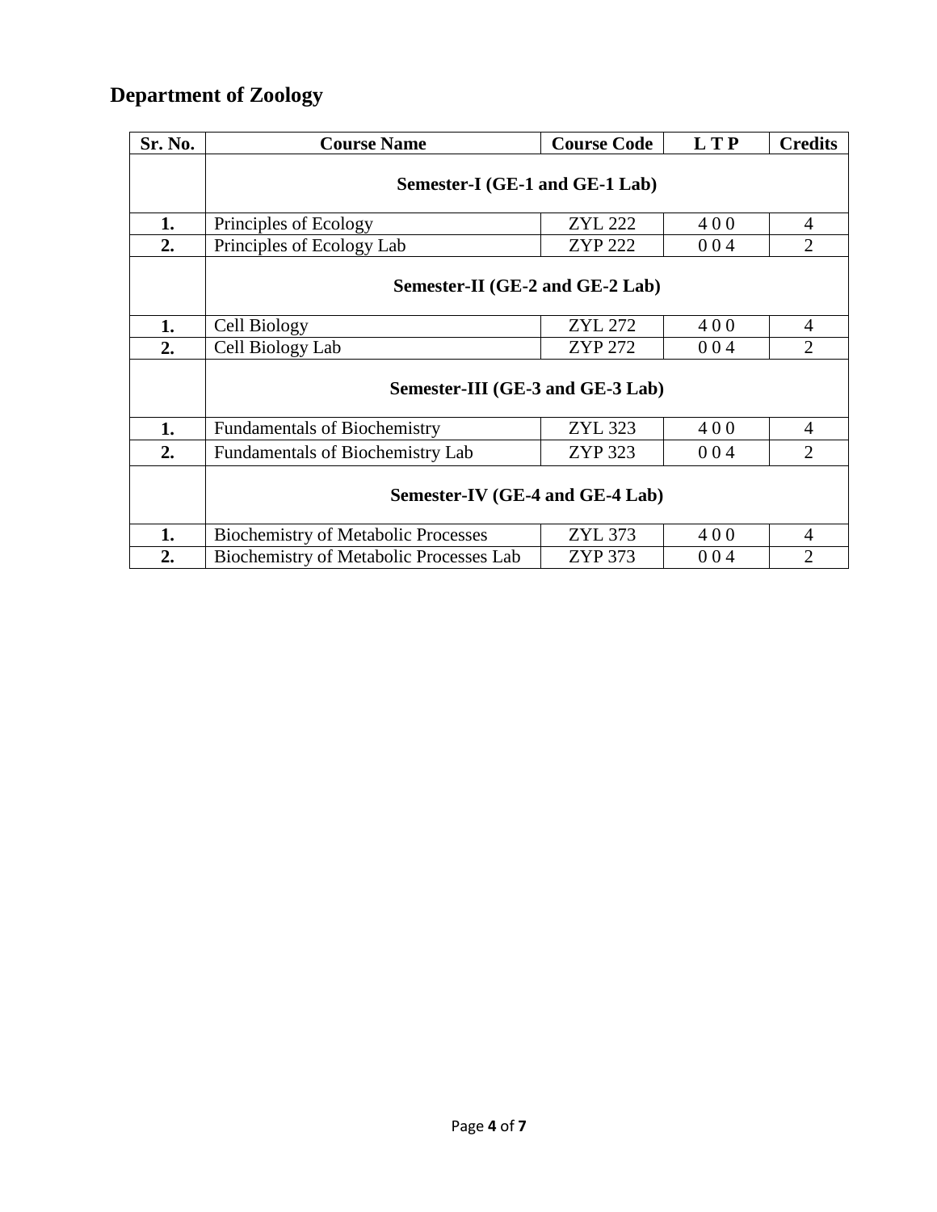## Department of Zoology

| Sr. No. | Course Name | Course Code | L T P | Credits |
|---|---|---|---|---|
| | **Semester-I (GE-1 and GE-1 Lab)** | | | |
| **1.** | Principles of Ecology | ZYL 222 | 4 0 0 | 4 |
| **2.** | Principles of Ecology Lab | ZYP 222 | 0 0 4 | 2 |
| | **Semester-II (GE-2 and GE-2 Lab)** | | | |
| **1.** | Cell Biology | ZYL 272 | 4 0 0 | 4 |
| **2.** | Cell Biology Lab | ZYP 272 | 0 0 4 | 2 |
| | **Semester-III (GE-3 and GE-3 Lab)** | | | |
| **1.** | Fundamentals of Biochemistry | ZYL 323 | 4 0 0 | 4 |
| **2.** | Fundamentals of Biochemistry Lab | ZYP 323 | 0 0 4 | 2 |
| | **Semester-IV (GE-4 and GE-4 Lab)** | | | |
| **1.** | Biochemistry of Metabolic Processes | ZYL 373 | 4 0 0 | 4 |
| **2.** | Biochemistry of Metabolic Processes Lab | ZYP 373 | 0 0 4 | 2 |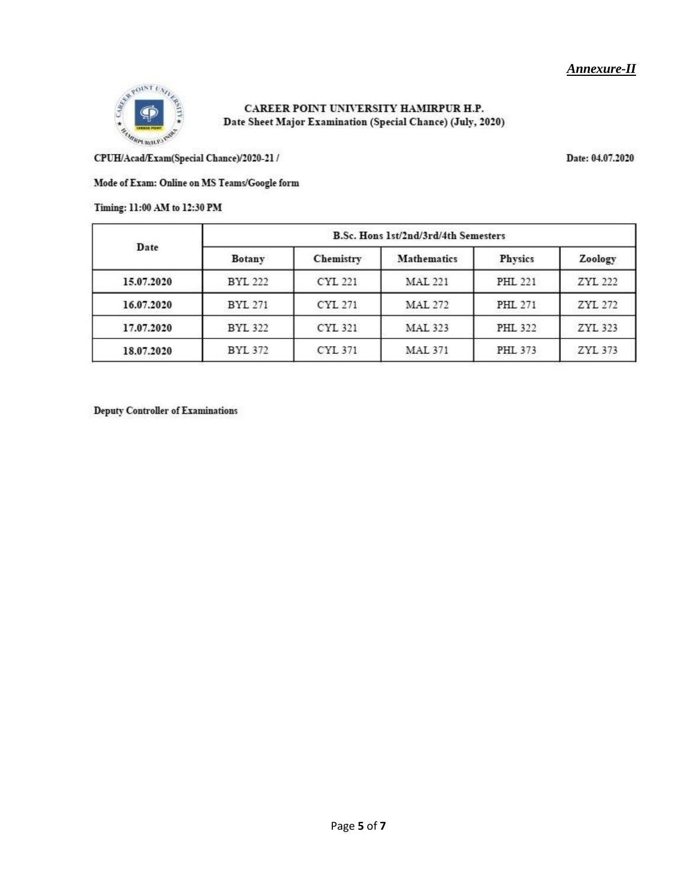***Annexure-II***

**CAREER POINT UNIVERSITY HAMIRPUR H.P.**
**Date Sheet Major Examination (Special Chance) (July, 2020)**

**CPUH/Acad/Exam(Special Chance)/2020-21 /** **Date: 04.07.2020**

**Mode of Exam: Online on MS Teams/Google form**

**Timing: 11:00 AM to 12:30 PM**

| Date | B.Sc. Hons 1st/2nd/3rd/4th Semesters | | | | |
|---|---|---|---|---|---|
| | **Botany** | **Chemistry** | **Mathematics** | **Physics** | **Zoology** |
| **15.07.2020** | BYL 222 | CYL 221 | MAL 221 | PHL 221 | ZYL 222 |
| **16.07.2020** | BYL 271 | CYL 271 | MAL 272 | PHL 271 | ZYL 272 |
| **17.07.2020** | BYL 322 | CYL 321 | MAL 323 | PHL 322 | ZYL 323 |
| **18.07.2020** | BYL 372 | CYL 371 | MAL 371 | PHL 373 | ZYL 373 |

**Deputy Controller of Examinations**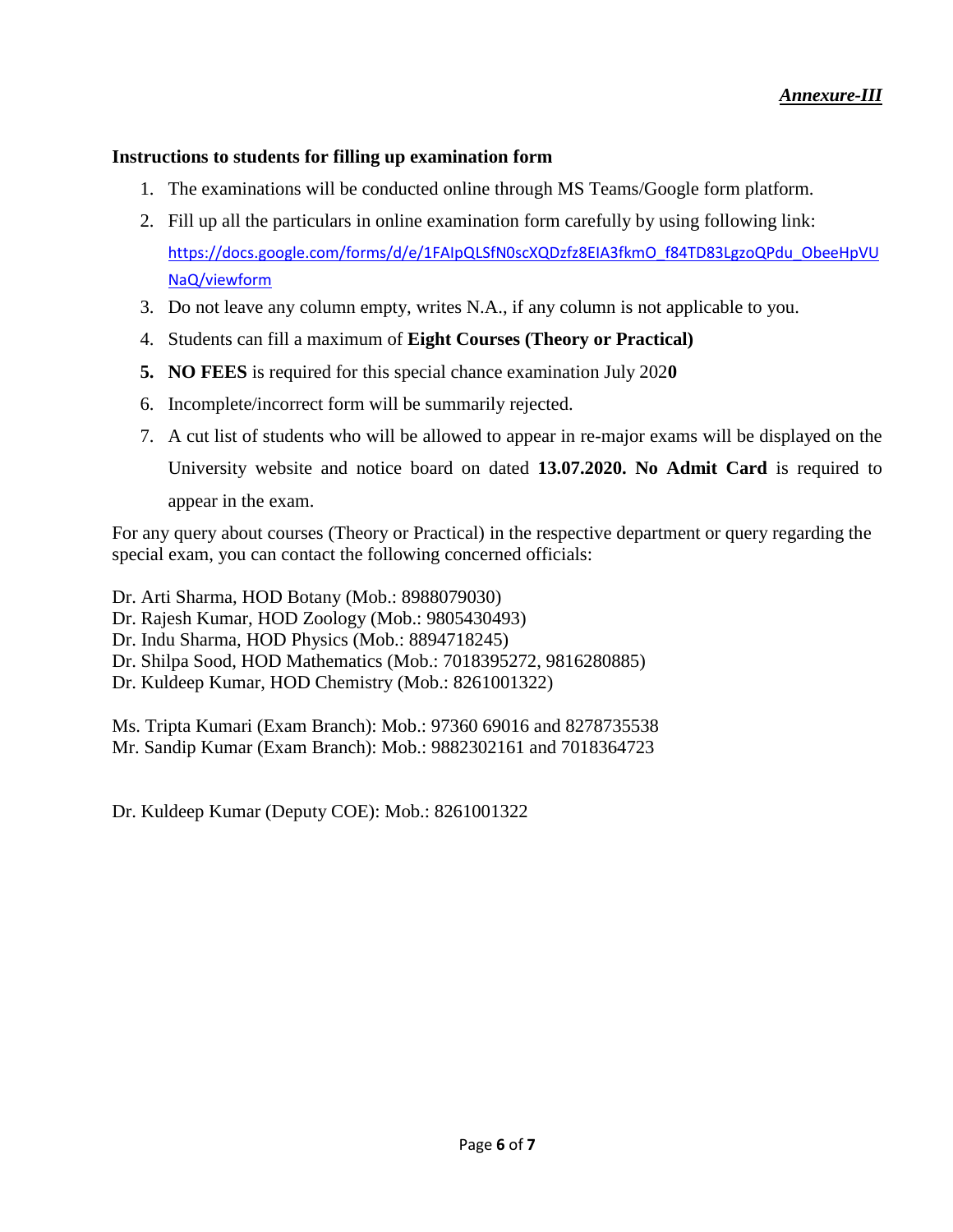***Annexure-III***

**Instructions to students for filling up examination form**

1. The examinations will be conducted online through MS Teams/Google form platform.
2. Fill up all the particulars in online examination form carefully by using following link: https://docs.google.com/forms/d/e/1FAIpQLSfN0scXQDzfz8EIA3fkmO_f84TD83LgzoQPdu_ObeeHpVUNaQ/viewform
3. Do not leave any column empty, writes N.A., if any column is not applicable to you.
4. Students can fill a maximum of **Eight Courses (Theory or Practical)**
5. **NO FEES** is required for this special chance examination July 202**0**
6. Incomplete/incorrect form will be summarily rejected.
7. A cut list of students who will be allowed to appear in re-major exams will be displayed on the University website and notice board on dated **13.07.2020. No Admit Card** is required to appear in the exam.

For any query about courses (Theory or Practical) in the respective department or query regarding the special exam, you can contact the following concerned officials:

Dr. Arti Sharma, HOD Botany (Mob.: 8988079030)
Dr. Rajesh Kumar, HOD Zoology (Mob.: 9805430493)
Dr. Indu Sharma, HOD Physics (Mob.: 8894718245)
Dr. Shilpa Sood, HOD Mathematics (Mob.: 7018395272, 9816280885)
Dr. Kuldeep Kumar, HOD Chemistry (Mob.: 8261001322)

Ms. Tripta Kumari (Exam Branch): Mob.: 97360 69016 and 8278735538
Mr. Sandip Kumar (Exam Branch): Mob.: 9882302161 and 7018364723

Dr. Kuldeep Kumar (Deputy COE): Mob.: 8261001322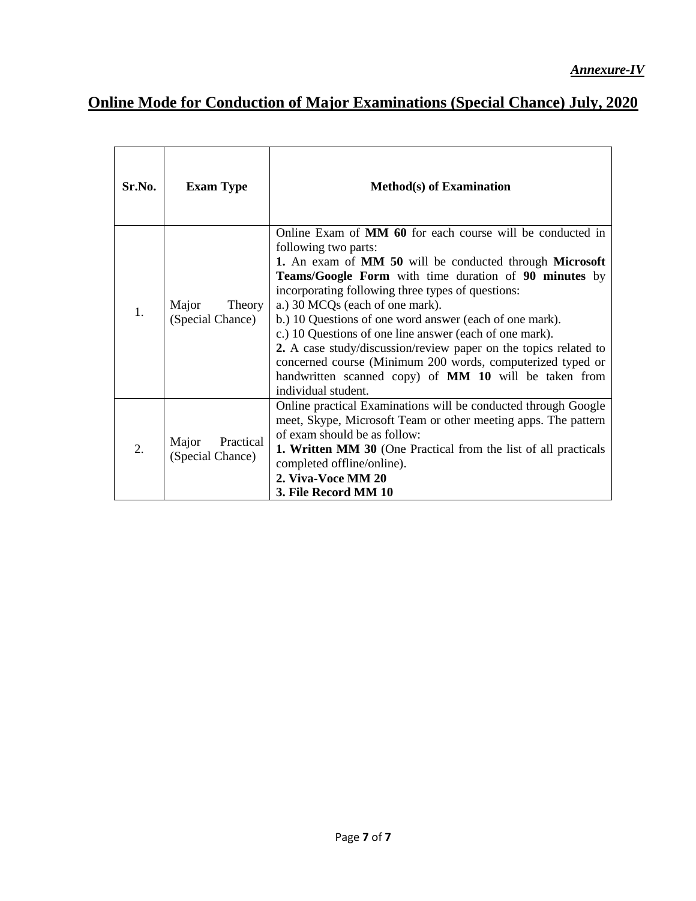***Annexure-IV***

# Online Mode for Conduction of Major Examinations (Special Chance) July, 2020

| Sr.No. | Exam Type | Method(s) of Examination |
|---|---|---|
| 1. | Major Theory (Special Chance) | Online Exam of **MM 60** for each course will be conducted in following two parts:<br>**1.** An exam of **MM 50** will be conducted through **Microsoft Teams/Google Form** with time duration of **90 minutes** by incorporating following three types of questions:<br>a.) 30 MCQs (each of one mark).<br>b.) 10 Questions of one word answer (each of one mark).<br>c.) 10 Questions of one line answer (each of one mark).<br>**2.** A case study/discussion/review paper on the topics related to concerned course (Minimum 200 words, computerized typed or handwritten scanned copy) of **MM 10** will be taken from individual student. |
| 2. | Major Practical (Special Chance) | Online practical Examinations will be conducted through Google meet, Skype, Microsoft Team or other meeting apps. The pattern of exam should be as follow:<br>**1. Written MM 30** (One Practical from the list of all practicals completed offline/online).<br>**2. Viva-Voce MM 20**<br>**3. File Record MM 10** |